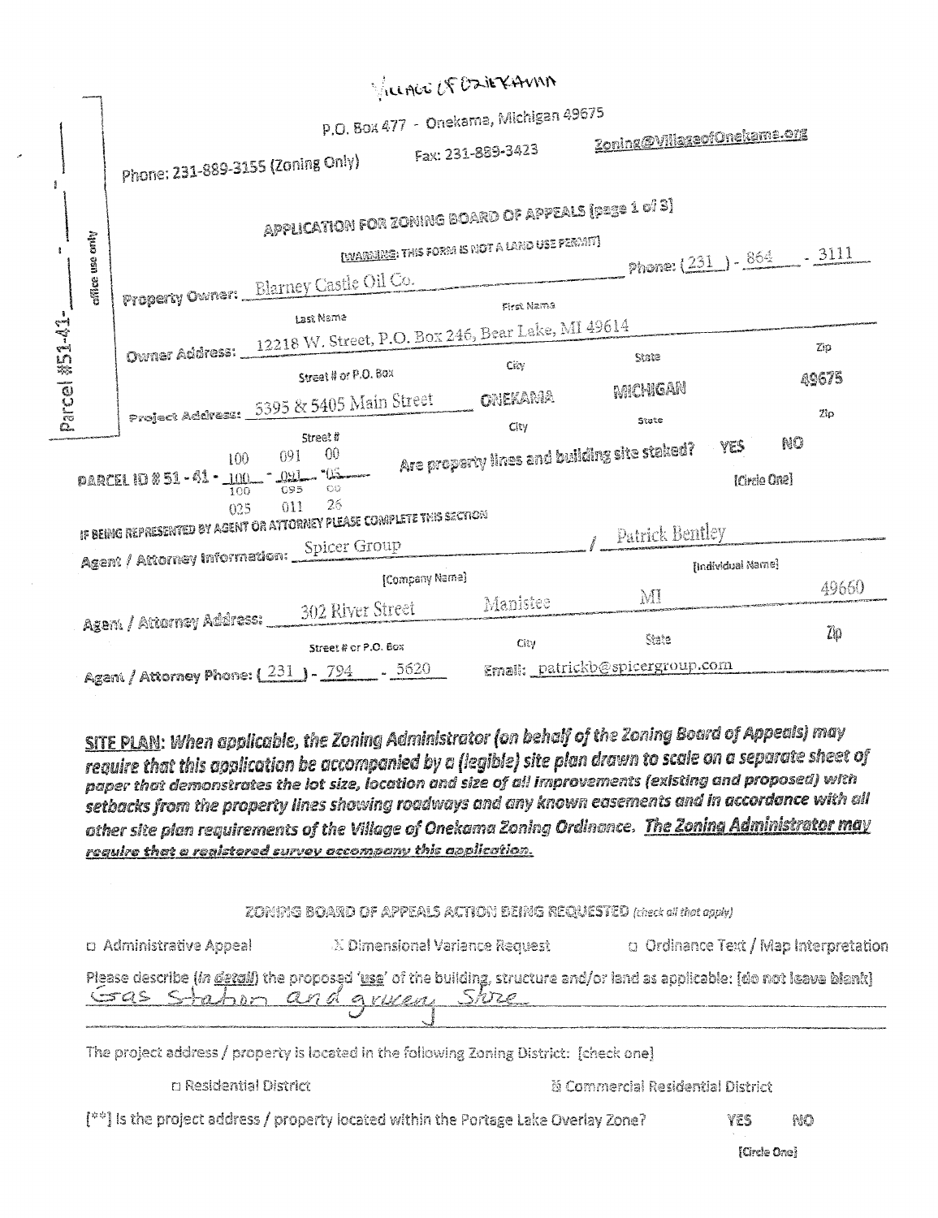Village of Onekama

P.O. Box 477 - Onekama, Michigan 49675

Phone: 231-889-3155 (Zoning Only) Fax: 231-889-3423 Zoning@VillageofOnekama.org

Parcel #51-41- _____ - _____ - _____ (office use only)

## APPLICATION FOR ZONING BOARD OF APPEALS [page 1 of 3]

[WARNING: THIS FORM IS NOT A LAND USE PERMIT]

**Property Owner:** Blarney Castle Oil Co. **Phone:** (231) - 864 - 3111
Last Name / First Name

**Owner Address:** 12218 W. Street, P.O. Box 246, Bear Lake, MI 49614
Street # or P.O. Box / City / State / Zip

**Project Address:** 5395 & 5405 Main Street ONEKAMA MICHIGAN 49675
Street # / City / State / Zip

**PARCEL ID # 51 - 41 -** 100 - 091 - 00; 100 - 091 - 05; 100 - 095 - 00; 025 - 011 - 26

Are property lines and building site staked? YES NO [Circle One]

IF BEING REPRESENTED BY AGENT OR ATTORNEY PLEASE COMPLETE THIS SECTION

**Agent / Attorney Information:** Spicer Group / Patrick Bentley
[Company Name] / [Individual Name]

**Agent / Attorney Address:** 302 River Street Manistee MI 49660
Street # or P.O. Box / City / State / Zip

**Agent / Attorney Phone:** (231) - 794 - 5620 **Email:** patrickb@spicergroup.com

**SITE PLAN:** *When applicable, the Zoning Administrator (on behalf of the Zoning Board of Appeals) may require that this application be accompanied by a (legible) site plan drawn to scale on a separate sheet of paper that demonstrates the lot size, location and size of all improvements (existing and proposed) with setbacks from the property lines showing roadways and any known easements and in accordance with all other site plan requirements of the Village of Onekama Zoning Ordinance.* ***The Zoning Administrator may require that a registered survey accompany this application.***

ZONING BOARD OF APPEALS ACTION BEING REQUESTED *(check all that apply)*

- ☐ Administrative Appeal
- ☒ Dimensional Variance Request
- ☐ Ordinance Text / Map Interpretation

Please describe (*in detail*) the proposed '*use*' of the building, structure and/or land as applicable: [do not leave blank]

Gas Station and grocery Store

The project address / property is located in the following Zoning District: [check one]

- ☐ Residential District
- ☒ Commercial Residential District

[**] Is the project address / property located within the Portage Lake Overlay Zone? YES NO [Circle One]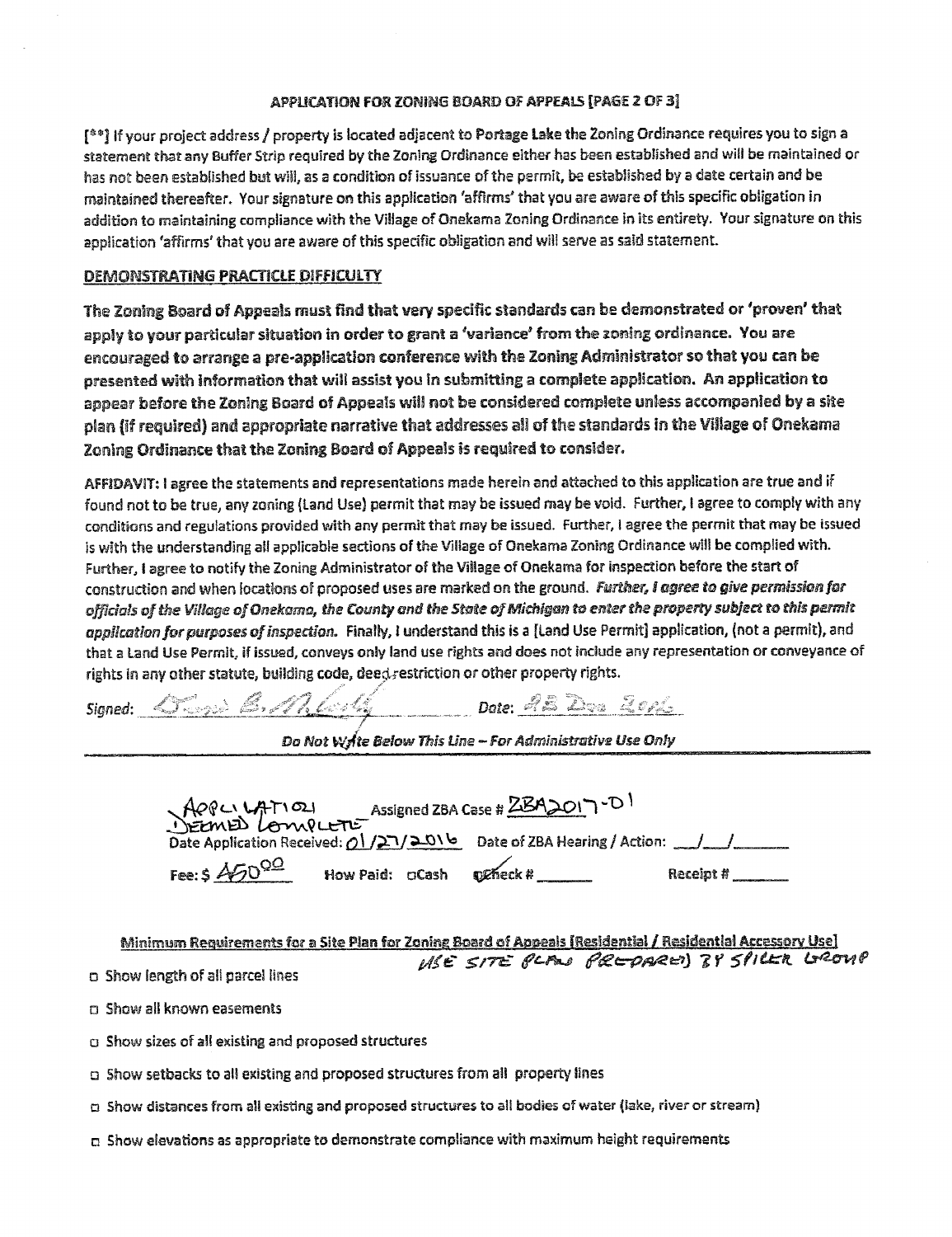## APPLICATION FOR ZONING BOARD OF APPEALS [PAGE 2 OF 3]

[**] If your project address / property is located adjacent to Portage Lake the Zoning Ordinance requires you to sign a statement that any Buffer Strip required by the Zoning Ordinance either has been established and will be maintained or has not been established but will, as a condition of issuance of the permit, be established by a date certain and be maintained thereafter. Your signature on this application 'affirms' that you are aware of this specific obligation in addition to maintaining compliance with the Village of Onekama Zoning Ordinance in its entirety. Your signature on this application 'affirms' that you are aware of this specific obligation and will serve as said statement.

### DEMONSTRATING PRACTICLE DIFFICULTY

**The Zoning Board of Appeals must find that very specific standards can be demonstrated or 'proven' that apply to your particular situation in order to grant a 'variance' from the zoning ordinance. You are encouraged to arrange a pre-application conference with the Zoning Administrator so that you can be presented with information that will assist you in submitting a complete application. An application to appear before the Zoning Board of Appeals will not be considered complete unless accompanied by a site plan (if required) and appropriate narrative that addresses all of the standards in the Village of Onekama Zoning Ordinance that the Zoning Board of Appeals is required to consider.**

AFFIDAVIT: I agree the statements and representations made herein and attached to this application are true and if found not to be true, any zoning (Land Use) permit that may be issued may be void. Further, I agree to comply with any conditions and regulations provided with any permit that may be issued. Further, I agree the permit that may be issued is with the understanding all applicable sections of the Village of Onekama Zoning Ordinance will be complied with. Further, I agree to notify the Zoning Administrator of the Village of Onekama for inspection before the start of construction and when locations of proposed uses are marked on the ground. *Further, I agree to give permission for officials of the Village of Onekama, the County and the State of Michigan to enter the property subject to this permit application for purposes of inspection.* Finally, I understand this is a [Land Use Permit] application, (not a permit), and that a Land Use Permit, if issued, conveys only land use rights and does not include any representation or conveyance of rights in any other statute, building code, deed restriction or other property rights.

Signed: [signature] Date: 28 Dec 2016

*Do Not Write Below This Line – For Administrative Use Only*

APPLICATION DEEMED COMPLETE Assigned ZBA Case # ZBA2017-01

Date Application Received: 01/27/2016 Date of ZBA Hearing / Action: \_\_/\_\_/\_\_\_\_

Fee: $ 450.00 How Paid: ☐ Cash ☑ Check # \_\_\_\_ Receipt # \_\_\_\_

**Minimum Requirements for a Site Plan for Zoning Board of Appeals [Residential / Residential Accessory Use]**

USE SITE PLAN PREPARED BY SPICER GROUP

- ☐ Show length of all parcel lines
- ☐ Show all known easements
- ☐ Show sizes of all existing and proposed structures
- ☐ Show setbacks to all existing and proposed structures from all property lines
- ☐ Show distances from all existing and proposed structures to all bodies of water (lake, river or stream)
- ☐ Show elevations as appropriate to demonstrate compliance with maximum height requirements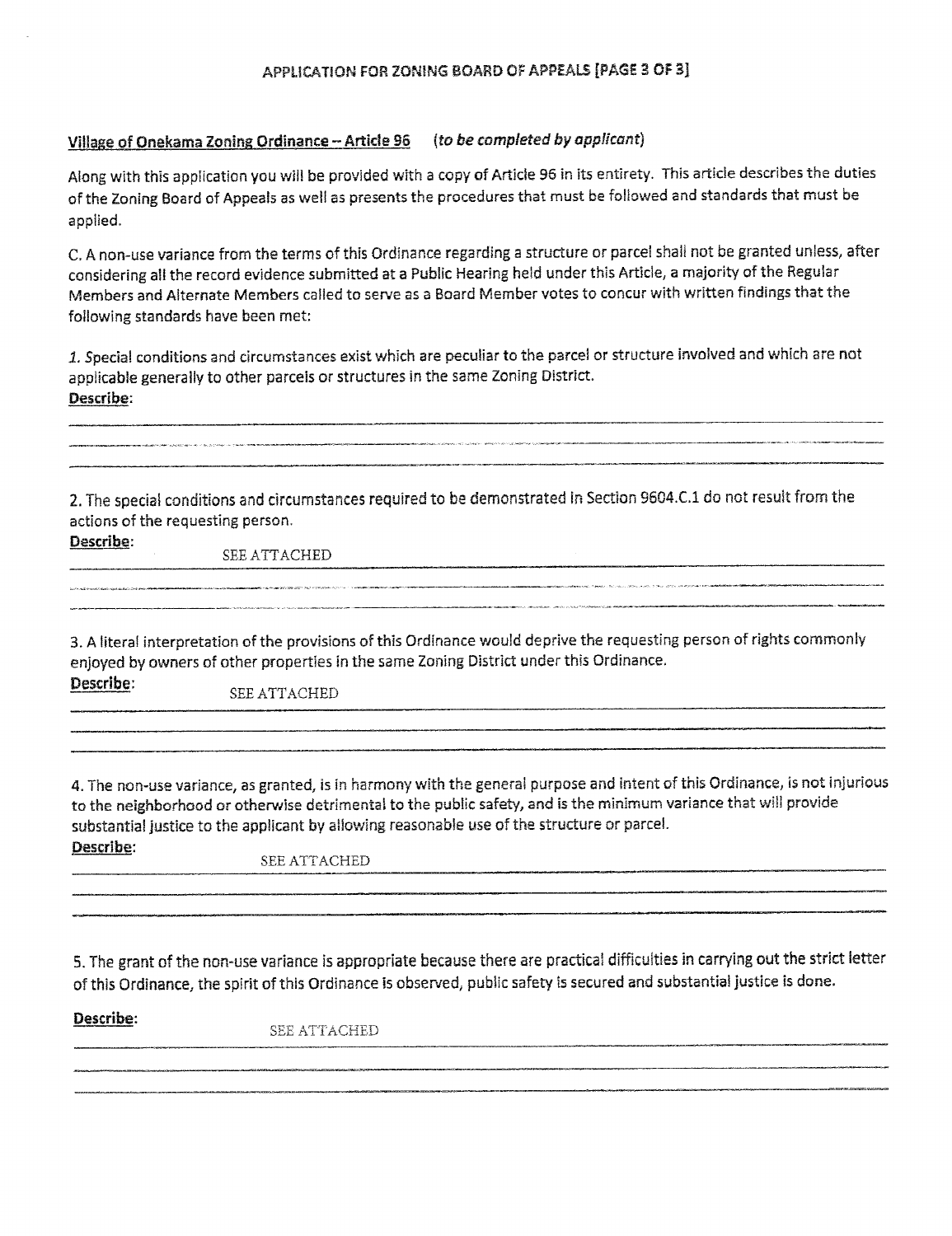## APPLICATION FOR ZONING BOARD OF APPEALS [PAGE 3 OF 3]

**Village of Onekama Zoning Ordinance – Article 96** *(to be completed by applicant)*

Along with this application you will be provided with a copy of Article 96 in its entirety. This article describes the duties of the Zoning Board of Appeals as well as presents the procedures that must be followed and standards that must be applied.

C. A non-use variance from the terms of this Ordinance regarding a structure or parcel shall not be granted unless, after considering all the record evidence submitted at a Public Hearing held under this Article, a majority of the Regular Members and Alternate Members called to serve as a Board Member votes to concur with written findings that the following standards have been met:

1. Special conditions and circumstances exist which are peculiar to the parcel or structure involved and which are not applicable generally to other parcels or structures in the same Zoning District.

**Describe**:

2. The special conditions and circumstances required to be demonstrated in Section 9604.C.1 do not result from the actions of the requesting person.

**Describe**: SEE ATTACHED

3. A literal interpretation of the provisions of this Ordinance would deprive the requesting person of rights commonly enjoyed by owners of other properties in the same Zoning District under this Ordinance.

**Describe**: SEE ATTACHED

4. The non-use variance, as granted, is in harmony with the general purpose and intent of this Ordinance, is not injurious to the neighborhood or otherwise detrimental to the public safety, and is the minimum variance that will provide substantial justice to the applicant by allowing reasonable use of the structure or parcel.

**Describe**: SEE ATTACHED

5. The grant of the non-use variance is appropriate because there are practical difficulties in carrying out the strict letter of this Ordinance, the spirit of this Ordinance is observed, public safety is secured and substantial justice is done.

**Describe**: SEE ATTACHED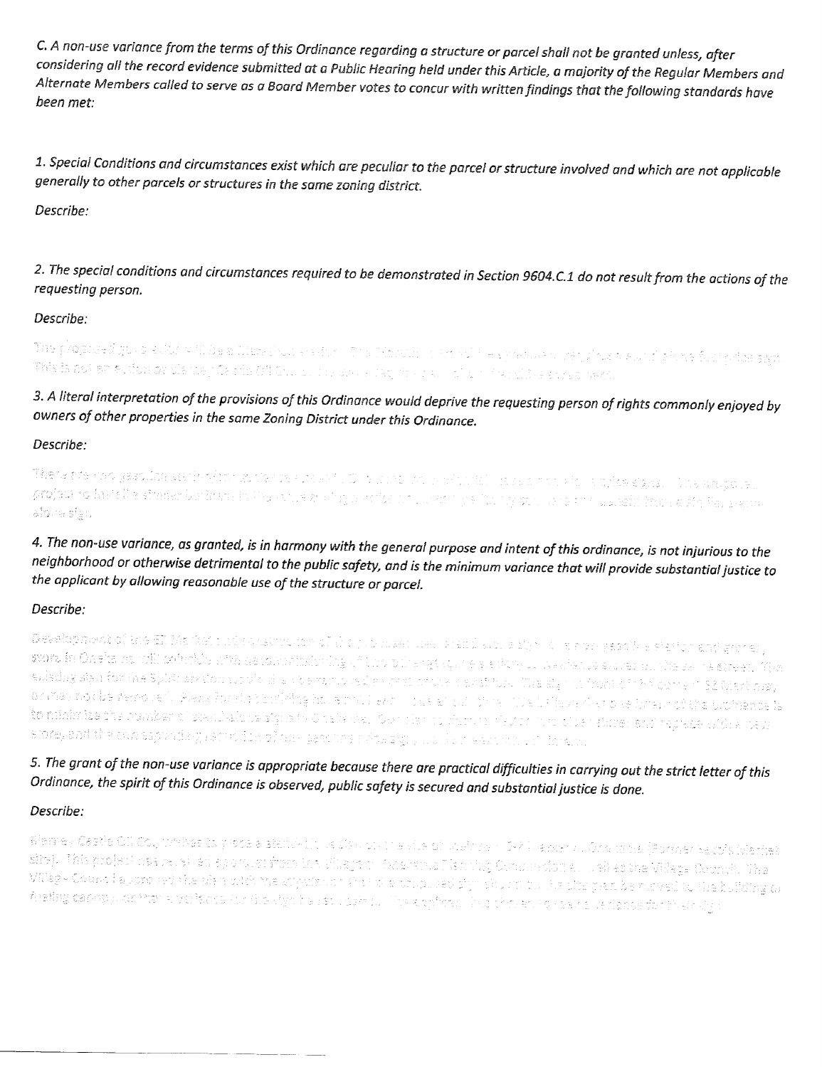*C. A non-use variance from the terms of this Ordinance regarding a structure or parcel shall not be granted unless, after considering all the record evidence submitted at a Public Hearing held under this Article, a majority of the Regular Members and Alternate Members called to serve as a Board Member votes to concur with written findings that the following standards have been met:*

*1. Special Conditions and circumstances exist which are peculiar to the parcel or structure involved and which are not applicable generally to other parcels or structures in the same zoning district.*

*Describe:*

*2. The special conditions and circumstances required to be demonstrated in Section 9604.C.1 do not result from the actions of the requesting person.*

*Describe:*

*3. A literal interpretation of the provisions of this Ordinance would deprive the requesting person of rights commonly enjoyed by owners of other properties in the same Zoning District under this Ordinance.*

*Describe:*

*4. The non-use variance, as granted, is in harmony with the general purpose and intent of this ordinance, is not injurious to the neighborhood or otherwise detrimental to the public safety, and is the minimum variance that will provide substantial justice to the applicant by allowing reasonable use of the structure or parcel.*

*Describe:*

*5. The grant of the non-use variance is appropriate because there are practical difficulties in carrying out the strict letter of this Ordinance, the spirit of this Ordinance is observed, public safety is secured and substantial justice is done.*

*Describe:*